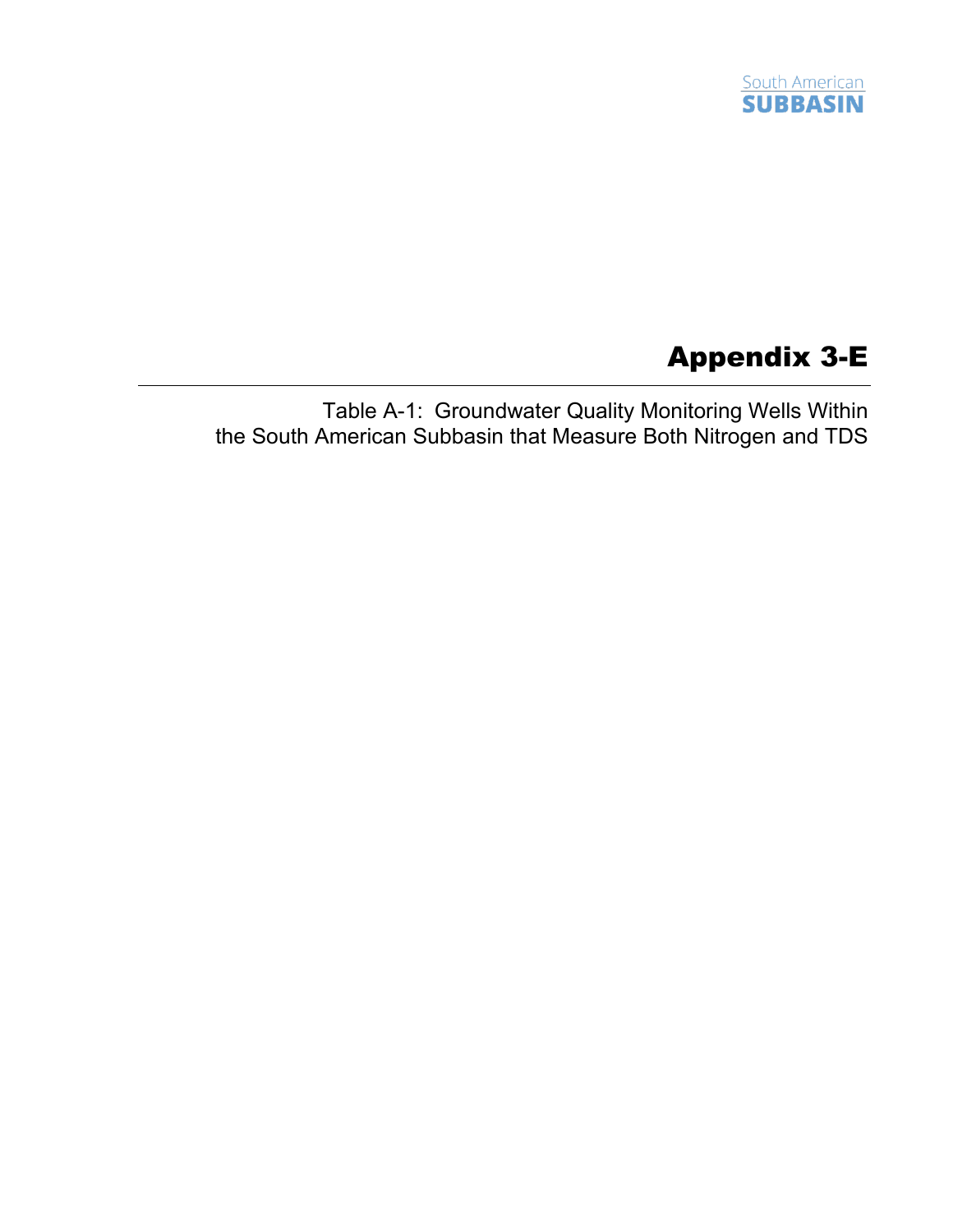# Appendix 3-E

Table A-1: Groundwater Quality Monitoring Wells Within the South American Subbasin that Measure Both Nitrogen and TDS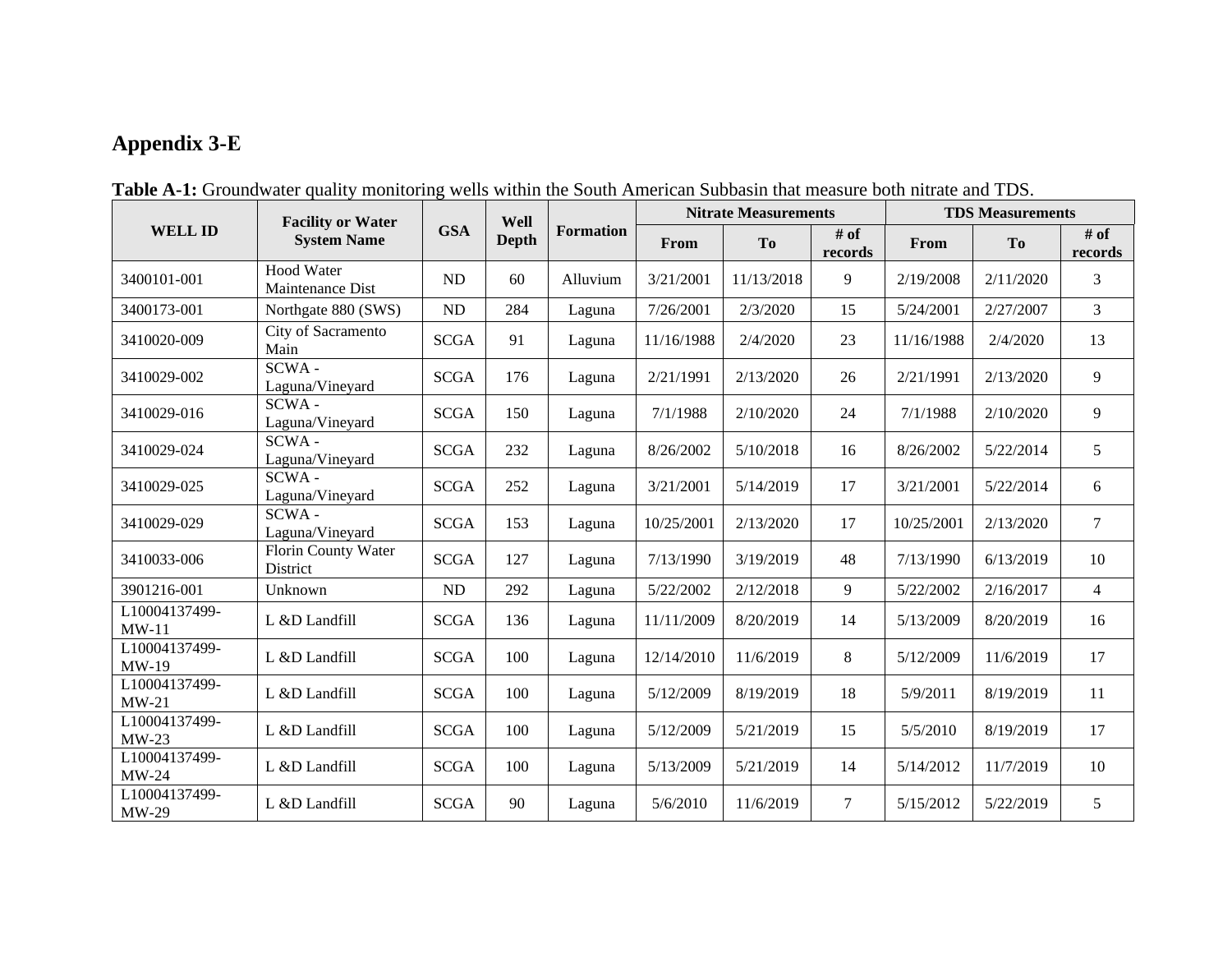## Appendix 3-E

**Table A-1:** Groundwater quality monitoring wells within the South American Subbasin that measure both nitrate and TDS.

| WELL ID | Facility or Water System Name | GSA | Well Depth | Formation | Nitrate Measurements | | | TDS Measurements | | |
|---|---|---|---|---|---|---|---|---|---|---|
| | | | | | From | To | # of records | From | To | # of records |
| 3400101-001 | Hood Water Maintenance Dist | ND | 60 | Alluvium | 3/21/2001 | 11/13/2018 | 9 | 2/19/2008 | 2/11/2020 | 3 |
| 3400173-001 | Northgate 880 (SWS) | ND | 284 | Laguna | 7/26/2001 | 2/3/2020 | 15 | 5/24/2001 | 2/27/2007 | 3 |
| 3410020-009 | City of Sacramento Main | SCGA | 91 | Laguna | 11/16/1988 | 2/4/2020 | 23 | 11/16/1988 | 2/4/2020 | 13 |
| 3410029-002 | SCWA - Laguna/Vineyard | SCGA | 176 | Laguna | 2/21/1991 | 2/13/2020 | 26 | 2/21/1991 | 2/13/2020 | 9 |
| 3410029-016 | SCWA - Laguna/Vineyard | SCGA | 150 | Laguna | 7/1/1988 | 2/10/2020 | 24 | 7/1/1988 | 2/10/2020 | 9 |
| 3410029-024 | SCWA - Laguna/Vineyard | SCGA | 232 | Laguna | 8/26/2002 | 5/10/2018 | 16 | 8/26/2002 | 5/22/2014 | 5 |
| 3410029-025 | SCWA - Laguna/Vineyard | SCGA | 252 | Laguna | 3/21/2001 | 5/14/2019 | 17 | 3/21/2001 | 5/22/2014 | 6 |
| 3410029-029 | SCWA - Laguna/Vineyard | SCGA | 153 | Laguna | 10/25/2001 | 2/13/2020 | 17 | 10/25/2001 | 2/13/2020 | 7 |
| 3410033-006 | Florin County Water District | SCGA | 127 | Laguna | 7/13/1990 | 3/19/2019 | 48 | 7/13/1990 | 6/13/2019 | 10 |
| 3901216-001 | Unknown | ND | 292 | Laguna | 5/22/2002 | 2/12/2018 | 9 | 5/22/2002 | 2/16/2017 | 4 |
| L10004137499-MW-11 | L &D Landfill | SCGA | 136 | Laguna | 11/11/2009 | 8/20/2019 | 14 | 5/13/2009 | 8/20/2019 | 16 |
| L10004137499-MW-19 | L &D Landfill | SCGA | 100 | Laguna | 12/14/2010 | 11/6/2019 | 8 | 5/12/2009 | 11/6/2019 | 17 |
| L10004137499-MW-21 | L &D Landfill | SCGA | 100 | Laguna | 5/12/2009 | 8/19/2019 | 18 | 5/9/2011 | 8/19/2019 | 11 |
| L10004137499-MW-23 | L &D Landfill | SCGA | 100 | Laguna | 5/12/2009 | 5/21/2019 | 15 | 5/5/2010 | 8/19/2019 | 17 |
| L10004137499-MW-24 | L &D Landfill | SCGA | 100 | Laguna | 5/13/2009 | 5/21/2019 | 14 | 5/14/2012 | 11/7/2019 | 10 |
| L10004137499-MW-29 | L &D Landfill | SCGA | 90 | Laguna | 5/6/2010 | 11/6/2019 | 7 | 5/15/2012 | 5/22/2019 | 5 |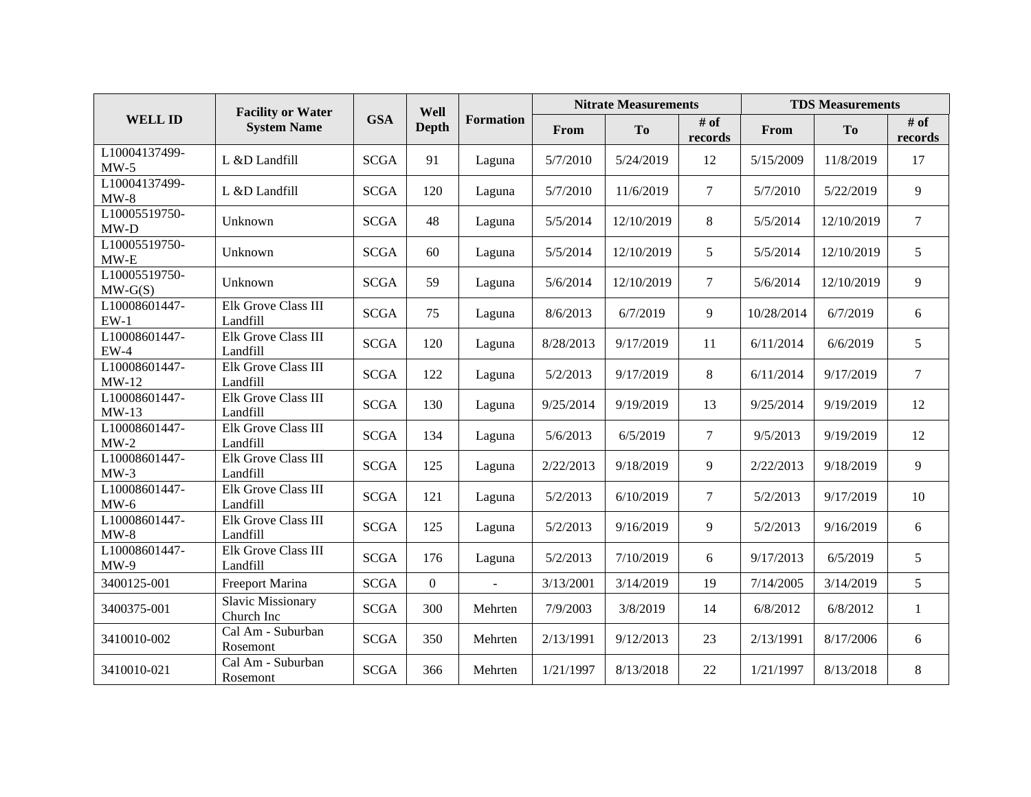| WELL ID | Facility or Water System Name | GSA | Well Depth | Formation | Nitrate Measurements | | | TDS Measurements | | |
|---|---|---|---|---|---|---|---|---|---|---|
| | | | | | From | To | # of records | From | To | # of records |
| L10004137499-MW-5 | L &D Landfill | SCGA | 91 | Laguna | 5/7/2010 | 5/24/2019 | 12 | 5/15/2009 | 11/8/2019 | 17 |
| L10004137499-MW-8 | L &D Landfill | SCGA | 120 | Laguna | 5/7/2010 | 11/6/2019 | 7 | 5/7/2010 | 5/22/2019 | 9 |
| L10005519750-MW-D | Unknown | SCGA | 48 | Laguna | 5/5/2014 | 12/10/2019 | 8 | 5/5/2014 | 12/10/2019 | 7 |
| L10005519750-MW-E | Unknown | SCGA | 60 | Laguna | 5/5/2014 | 12/10/2019 | 5 | 5/5/2014 | 12/10/2019 | 5 |
| L10005519750-MW-G(S) | Unknown | SCGA | 59 | Laguna | 5/6/2014 | 12/10/2019 | 7 | 5/6/2014 | 12/10/2019 | 9 |
| L10008601447-EW-1 | Elk Grove Class III Landfill | SCGA | 75 | Laguna | 8/6/2013 | 6/7/2019 | 9 | 10/28/2014 | 6/7/2019 | 6 |
| L10008601447-EW-4 | Elk Grove Class III Landfill | SCGA | 120 | Laguna | 8/28/2013 | 9/17/2019 | 11 | 6/11/2014 | 6/6/2019 | 5 |
| L10008601447-MW-12 | Elk Grove Class III Landfill | SCGA | 122 | Laguna | 5/2/2013 | 9/17/2019 | 8 | 6/11/2014 | 9/17/2019 | 7 |
| L10008601447-MW-13 | Elk Grove Class III Landfill | SCGA | 130 | Laguna | 9/25/2014 | 9/19/2019 | 13 | 9/25/2014 | 9/19/2019 | 12 |
| L10008601447-MW-2 | Elk Grove Class III Landfill | SCGA | 134 | Laguna | 5/6/2013 | 6/5/2019 | 7 | 9/5/2013 | 9/19/2019 | 12 |
| L10008601447-MW-3 | Elk Grove Class III Landfill | SCGA | 125 | Laguna | 2/22/2013 | 9/18/2019 | 9 | 2/22/2013 | 9/18/2019 | 9 |
| L10008601447-MW-6 | Elk Grove Class III Landfill | SCGA | 121 | Laguna | 5/2/2013 | 6/10/2019 | 7 | 5/2/2013 | 9/17/2019 | 10 |
| L10008601447-MW-8 | Elk Grove Class III Landfill | SCGA | 125 | Laguna | 5/2/2013 | 9/16/2019 | 9 | 5/2/2013 | 9/16/2019 | 6 |
| L10008601447-MW-9 | Elk Grove Class III Landfill | SCGA | 176 | Laguna | 5/2/2013 | 7/10/2019 | 6 | 9/17/2013 | 6/5/2019 | 5 |
| 3400125-001 | Freeport Marina | SCGA | 0 | - | 3/13/2001 | 3/14/2019 | 19 | 7/14/2005 | 3/14/2019 | 5 |
| 3400375-001 | Slavic Missionary Church Inc | SCGA | 300 | Mehrten | 7/9/2003 | 3/8/2019 | 14 | 6/8/2012 | 6/8/2012 | 1 |
| 3410010-002 | Cal Am - Suburban Rosemont | SCGA | 350 | Mehrten | 2/13/1991 | 9/12/2013 | 23 | 2/13/1991 | 8/17/2006 | 6 |
| 3410010-021 | Cal Am - Suburban Rosemont | SCGA | 366 | Mehrten | 1/21/1997 | 8/13/2018 | 22 | 1/21/1997 | 8/13/2018 | 8 |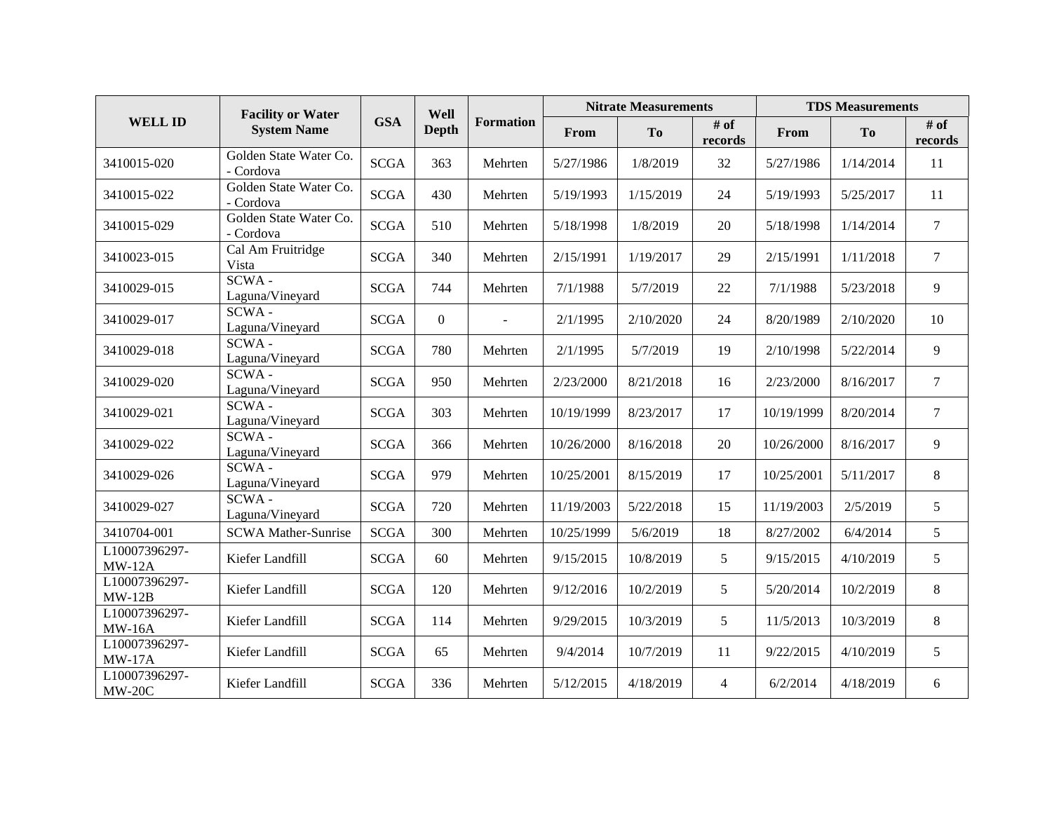| WELL ID | Facility or Water System Name | GSA | Well Depth | Formation | Nitrate Measurements | | | TDS Measurements | | |
|---|---|---|---|---|---|---|---|---|---|---|
| | | | | | From | To | # of records | From | To | # of records |
| 3410015-020 | Golden State Water Co. - Cordova | SCGA | 363 | Mehrten | 5/27/1986 | 1/8/2019 | 32 | 5/27/1986 | 1/14/2014 | 11 |
| 3410015-022 | Golden State Water Co. - Cordova | SCGA | 430 | Mehrten | 5/19/1993 | 1/15/2019 | 24 | 5/19/1993 | 5/25/2017 | 11 |
| 3410015-029 | Golden State Water Co. - Cordova | SCGA | 510 | Mehrten | 5/18/1998 | 1/8/2019 | 20 | 5/18/1998 | 1/14/2014 | 7 |
| 3410023-015 | Cal Am Fruitridge Vista | SCGA | 340 | Mehrten | 2/15/1991 | 1/19/2017 | 29 | 2/15/1991 | 1/11/2018 | 7 |
| 3410029-015 | SCWA - Laguna/Vineyard | SCGA | 744 | Mehrten | 7/1/1988 | 5/7/2019 | 22 | 7/1/1988 | 5/23/2018 | 9 |
| 3410029-017 | SCWA - Laguna/Vineyard | SCGA | 0 | - | 2/1/1995 | 2/10/2020 | 24 | 8/20/1989 | 2/10/2020 | 10 |
| 3410029-018 | SCWA - Laguna/Vineyard | SCGA | 780 | Mehrten | 2/1/1995 | 5/7/2019 | 19 | 2/10/1998 | 5/22/2014 | 9 |
| 3410029-020 | SCWA - Laguna/Vineyard | SCGA | 950 | Mehrten | 2/23/2000 | 8/21/2018 | 16 | 2/23/2000 | 8/16/2017 | 7 |
| 3410029-021 | SCWA - Laguna/Vineyard | SCGA | 303 | Mehrten | 10/19/1999 | 8/23/2017 | 17 | 10/19/1999 | 8/20/2014 | 7 |
| 3410029-022 | SCWA - Laguna/Vineyard | SCGA | 366 | Mehrten | 10/26/2000 | 8/16/2018 | 20 | 10/26/2000 | 8/16/2017 | 9 |
| 3410029-026 | SCWA - Laguna/Vineyard | SCGA | 979 | Mehrten | 10/25/2001 | 8/15/2019 | 17 | 10/25/2001 | 5/11/2017 | 8 |
| 3410029-027 | SCWA - Laguna/Vineyard | SCGA | 720 | Mehrten | 11/19/2003 | 5/22/2018 | 15 | 11/19/2003 | 2/5/2019 | 5 |
| 3410704-001 | SCWA Mather-Sunrise | SCGA | 300 | Mehrten | 10/25/1999 | 5/6/2019 | 18 | 8/27/2002 | 6/4/2014 | 5 |
| L10007396297-MW-12A | Kiefer Landfill | SCGA | 60 | Mehrten | 9/15/2015 | 10/8/2019 | 5 | 9/15/2015 | 4/10/2019 | 5 |
| L10007396297-MW-12B | Kiefer Landfill | SCGA | 120 | Mehrten | 9/12/2016 | 10/2/2019 | 5 | 5/20/2014 | 10/2/2019 | 8 |
| L10007396297-MW-16A | Kiefer Landfill | SCGA | 114 | Mehrten | 9/29/2015 | 10/3/2019 | 5 | 11/5/2013 | 10/3/2019 | 8 |
| L10007396297-MW-17A | Kiefer Landfill | SCGA | 65 | Mehrten | 9/4/2014 | 10/7/2019 | 11 | 9/22/2015 | 4/10/2019 | 5 |
| L10007396297-MW-20C | Kiefer Landfill | SCGA | 336 | Mehrten | 5/12/2015 | 4/18/2019 | 4 | 6/2/2014 | 4/18/2019 | 6 |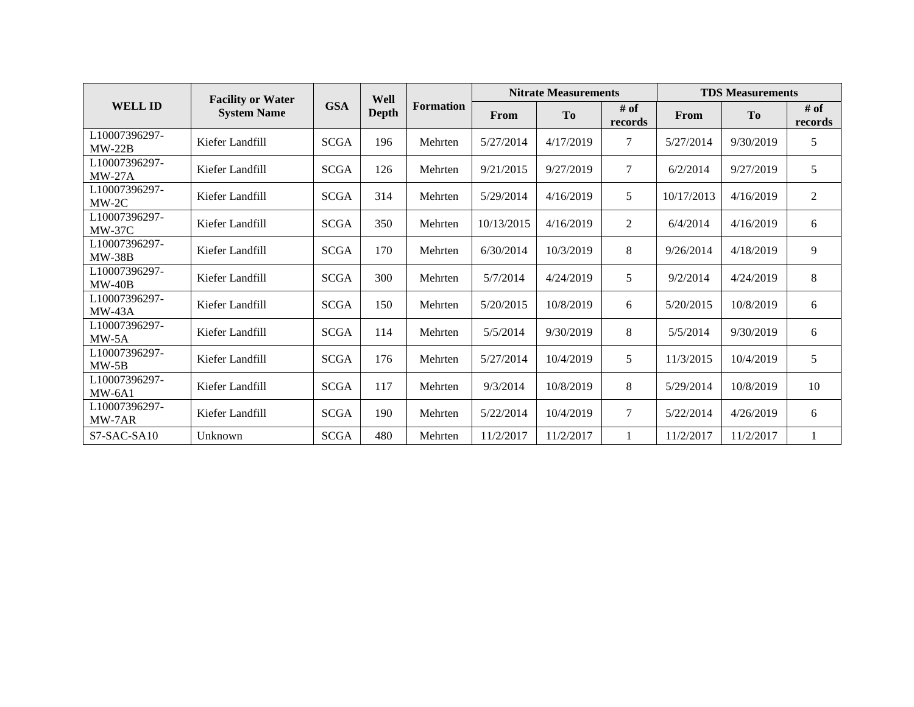| WELL ID | Facility or Water System Name | GSA | Well Depth | Formation | Nitrate Measurements | | | TDS Measurements | | |
|---|---|---|---|---|---|---|---|---|---|---|
| | | | | | From | To | # of records | From | To | # of records |
| L10007396297-MW-22B | Kiefer Landfill | SCGA | 196 | Mehrten | 5/27/2014 | 4/17/2019 | 7 | 5/27/2014 | 9/30/2019 | 5 |
| L10007396297-MW-27A | Kiefer Landfill | SCGA | 126 | Mehrten | 9/21/2015 | 9/27/2019 | 7 | 6/2/2014 | 9/27/2019 | 5 |
| L10007396297-MW-2C | Kiefer Landfill | SCGA | 314 | Mehrten | 5/29/2014 | 4/16/2019 | 5 | 10/17/2013 | 4/16/2019 | 2 |
| L10007396297-MW-37C | Kiefer Landfill | SCGA | 350 | Mehrten | 10/13/2015 | 4/16/2019 | 2 | 6/4/2014 | 4/16/2019 | 6 |
| L10007396297-MW-38B | Kiefer Landfill | SCGA | 170 | Mehrten | 6/30/2014 | 10/3/2019 | 8 | 9/26/2014 | 4/18/2019 | 9 |
| L10007396297-MW-40B | Kiefer Landfill | SCGA | 300 | Mehrten | 5/7/2014 | 4/24/2019 | 5 | 9/2/2014 | 4/24/2019 | 8 |
| L10007396297-MW-43A | Kiefer Landfill | SCGA | 150 | Mehrten | 5/20/2015 | 10/8/2019 | 6 | 5/20/2015 | 10/8/2019 | 6 |
| L10007396297-MW-5A | Kiefer Landfill | SCGA | 114 | Mehrten | 5/5/2014 | 9/30/2019 | 8 | 5/5/2014 | 9/30/2019 | 6 |
| L10007396297-MW-5B | Kiefer Landfill | SCGA | 176 | Mehrten | 5/27/2014 | 10/4/2019 | 5 | 11/3/2015 | 10/4/2019 | 5 |
| L10007396297-MW-6A1 | Kiefer Landfill | SCGA | 117 | Mehrten | 9/3/2014 | 10/8/2019 | 8 | 5/29/2014 | 10/8/2019 | 10 |
| L10007396297-MW-7AR | Kiefer Landfill | SCGA | 190 | Mehrten | 5/22/2014 | 10/4/2019 | 7 | 5/22/2014 | 4/26/2019 | 6 |
| S7-SAC-SA10 | Unknown | SCGA | 480 | Mehrten | 11/2/2017 | 11/2/2017 | 1 | 11/2/2017 | 11/2/2017 | 1 |